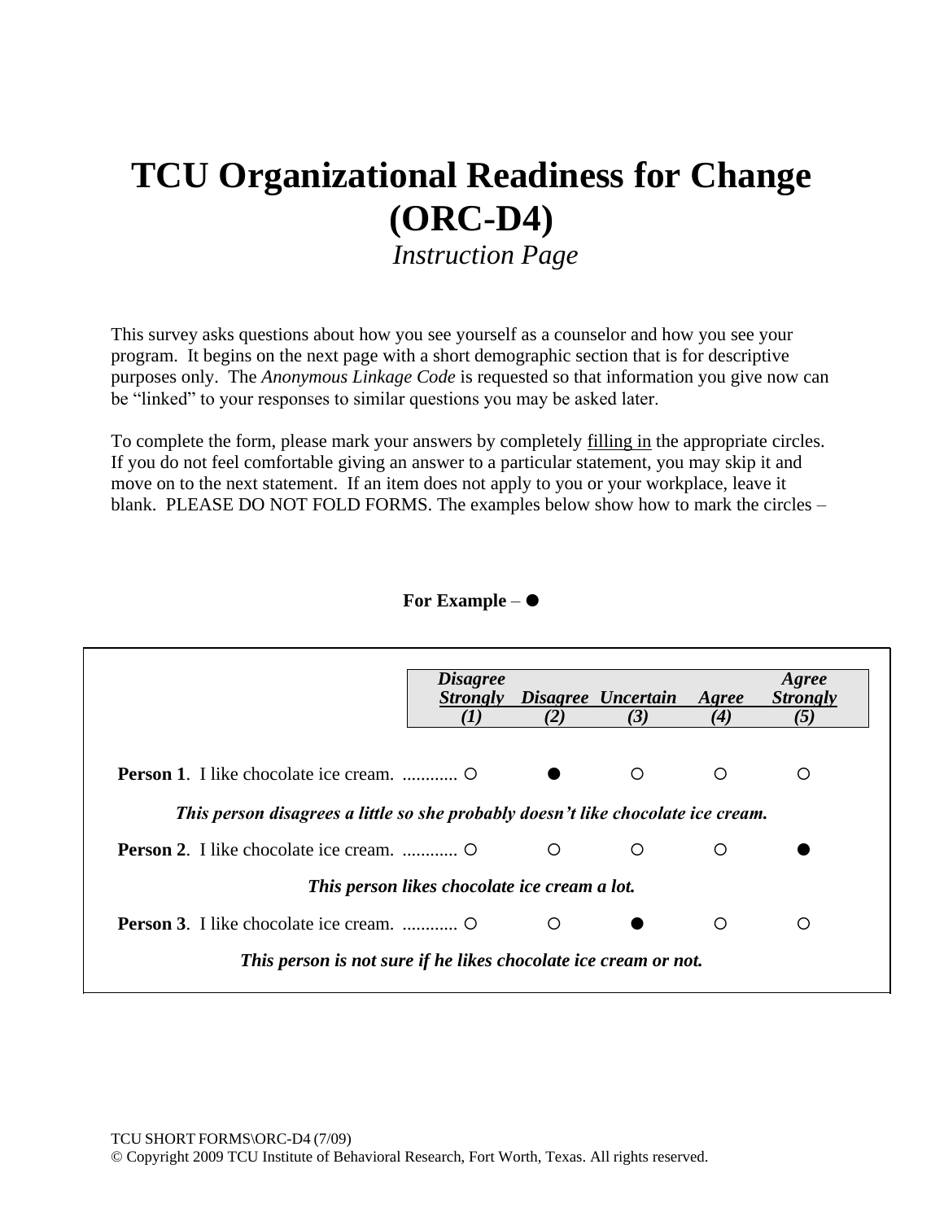# TCU Organizational Readiness for Change (ORC-D4)

*Instruction Page*

This survey asks questions about how you see yourself as a counselor and how you see your program. It begins on the next page with a short demographic section that is for descriptive purposes only. The *Anonymous Linkage Code* is requested so that information you give now can be "linked" to your responses to similar questions you may be asked later.

To complete the form, please mark your answers by completely filling in the appropriate circles. If you do not feel comfortable giving an answer to a particular statement, you may skip it and move on to the next statement. If an item does not apply to you or your workplace, leave it blank. PLEASE DO NOT FOLD FORMS. The examples below show how to mark the circles –

**For Example** – ●

| | *Disagree Strongly (1)* | *Disagree (2)* | *Uncertain (3)* | *Agree (4)* | *Agree Strongly (5)* |
|---|---|---|---|---|---|
| **Person 1**. I like chocolate ice cream. ............ | ○ | ● | ○ | ○ | ○ |
| ***This person disagrees a little so she probably doesn't like chocolate ice cream.*** | | | | | |
| **Person 2**. I like chocolate ice cream. ............ | ○ | ○ | ○ | ○ | ● |
| ***This person likes chocolate ice cream a lot.*** | | | | | |
| **Person 3**. I like chocolate ice cream. ............ | ○ | ○ | ● | ○ | ○ |
| ***This person is not sure if he likes chocolate ice cream or not.*** | | | | | |

TCU SHORT FORMS\ORC-D4 (7/09)
© Copyright 2009 TCU Institute of Behavioral Research, Fort Worth, Texas. All rights reserved.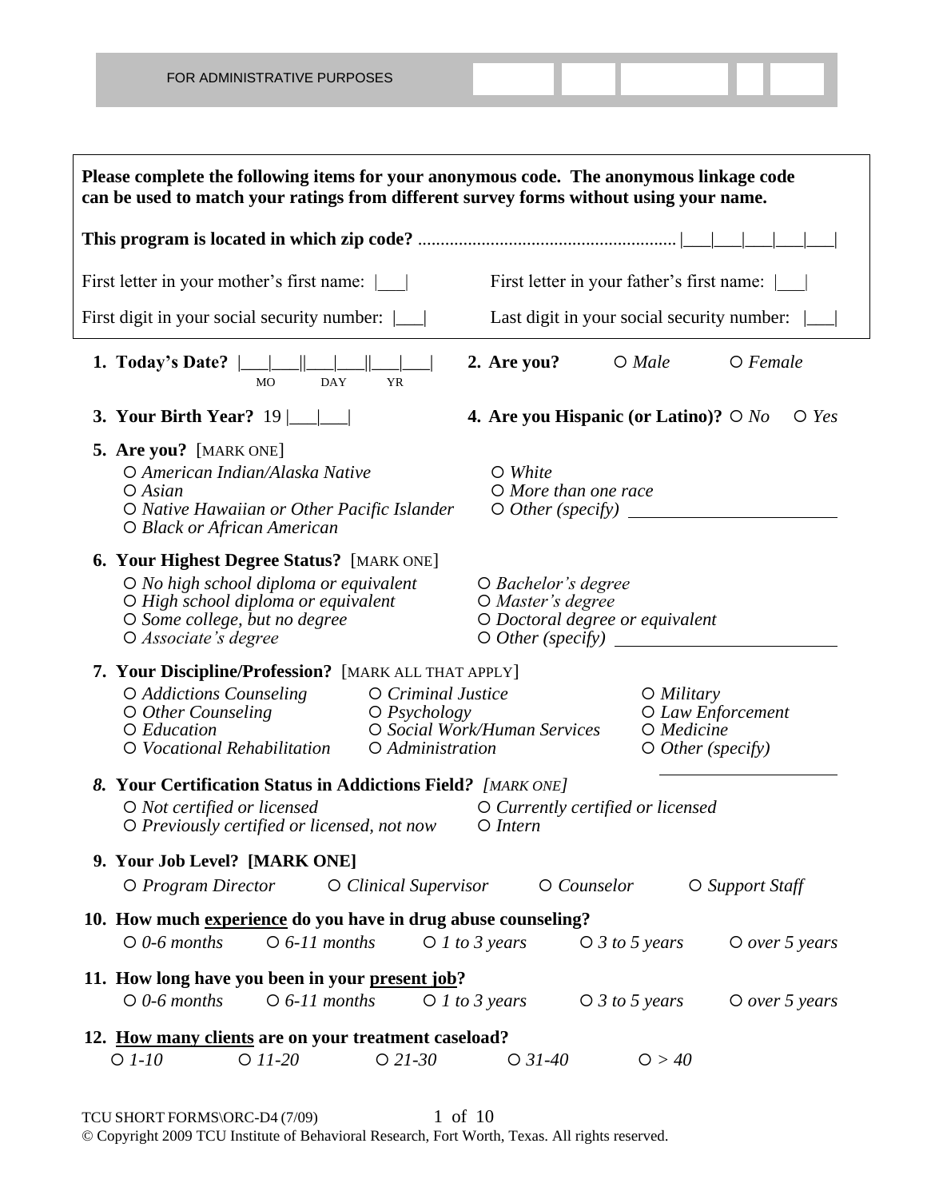FOR ADMINISTRATIVE PURPOSES

**Please complete the following items for your anonymous code. The anonymous linkage code can be used to match your ratings from different survey forms without using your name.**

**This program is located in which zip code?** ........................................................ |___|___|___|___|___|

First letter in your mother's first name: |___|

First letter in your father's first name: |___|

First digit in your social security number: |___|

Last digit in your social security number: |___|

**1. Today's Date?** |___|___||___|___||___|___| (MO / DAY / YR)

**2. Are you?** ○ *Male* ○ *Female*

**3. Your Birth Year?** 19 |___|___|

**4. Are you Hispanic (or Latino)?** ○ *No* ○ *Yes*

**5. Are you?** [MARK ONE]

- ○ *American Indian/Alaska Native*
- ○ *Asian*
- ○ *Native Hawaiian or Other Pacific Islander*
- ○ *Black or African American*
- ○ *White*
- ○ *More than one race*
- ○ *Other (specify)* ________________

**6. Your Highest Degree Status?** [MARK ONE]

- ○ *No high school diploma or equivalent*
- ○ *High school diploma or equivalent*
- ○ *Some college, but no degree*
- ○ *Associate's degree*
- ○ *Bachelor's degree*
- ○ *Master's degree*
- ○ *Doctoral degree or equivalent*
- ○ *Other (specify)* ________________

**7. Your Discipline/Profession?** [MARK ALL THAT APPLY]

- ○ *Addictions Counseling*
- ○ *Other Counseling*
- ○ *Education*
- ○ *Vocational Rehabilitation*
- ○ *Criminal Justice*
- ○ *Psychology*
- ○ *Social Work/Human Services*
- ○ *Administration*
- ○ *Military*
- ○ *Law Enforcement*
- ○ *Medicine*
- ○ *Other (specify)* ________________

***8.* Your Certification Status in Addictions Field*?*** *[MARK ONE]*

- ○ *Not certified or licensed*
- ○ *Previously certified or licensed, not now*
- ○ *Currently certified or licensed*
- ○ *Intern*

**9. Your Job Level? [MARK ONE]**

○ *Program Director* ○ *Clinical Supervisor* ○ *Counselor* ○ *Support Staff*

**10. How much <u>experience</u> do you have in drug abuse counseling?**

○ *0-6 months* ○ *6-11 months* ○ *1 to 3 years* ○ *3 to 5 years* ○ *over 5 years*

**11. How long have you been in your <u>present job</u>?**

○ *0-6 months* ○ *6-11 months* ○ *1 to 3 years* ○ *3 to 5 years* ○ *over 5 years*

**12. <u>How many clients</u> are on your treatment caseload?**

○ *1-10* ○ *11-20* ○ *21-30* ○ *31-40* ○ *> 40*

TCU SHORT FORMS\ORC-D4 (7/09)

© Copyright 2009 TCU Institute of Behavioral Research, Fort Worth, Texas. All rights reserved.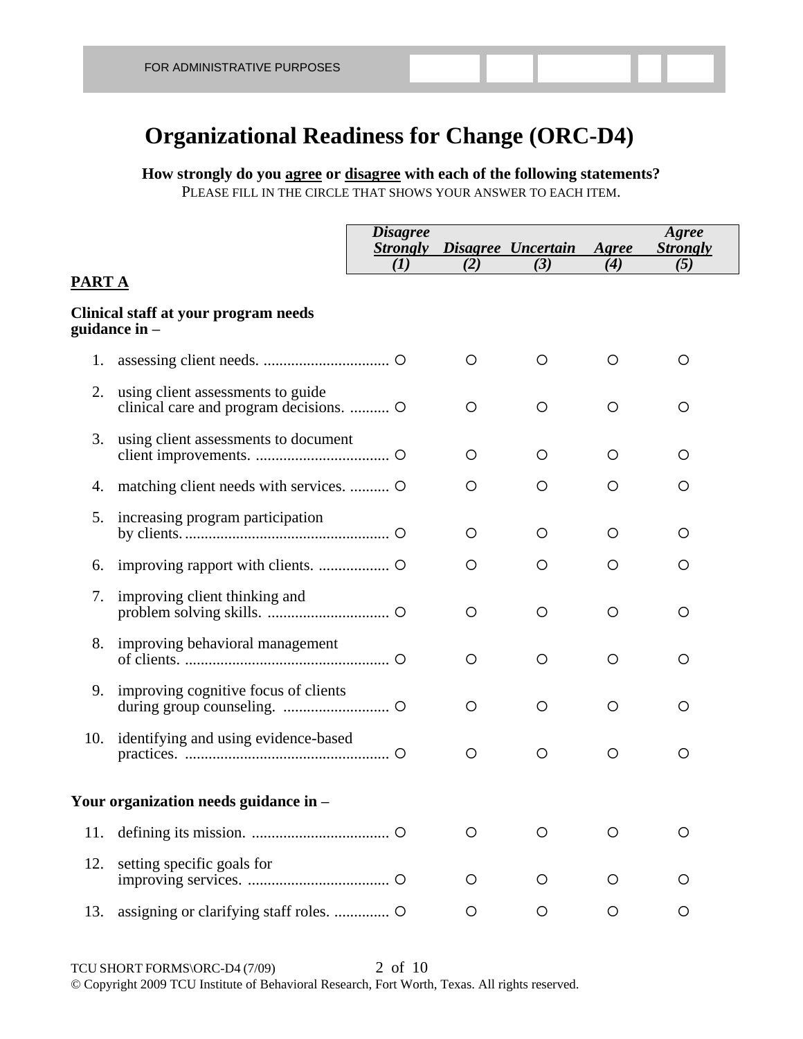FOR ADMINISTRATIVE PURPOSES

# Organizational Readiness for Change (ORC-D4)

**How strongly do you agree or disagree with each of the following statements?**
PLEASE FILL IN THE CIRCLE THAT SHOWS YOUR ANSWER TO EACH ITEM.

| | *Disagree Strongly (1)* | *Disagree (2)* | *Uncertain (3)* | *Agree (4)* | *Agree Strongly (5)* |
|---|---|---|---|---|---|
| **PART A** | | | | | |
| **Clinical staff at your program needs guidance in –** | | | | | |
| 1. assessing client needs. | ○ | ○ | ○ | ○ | ○ |
| 2. using client assessments to guide clinical care and program decisions. | ○ | ○ | ○ | ○ | ○ |
| 3. using client assessments to document client improvements. | ○ | ○ | ○ | ○ | ○ |
| 4. matching client needs with services. | ○ | ○ | ○ | ○ | ○ |
| 5. increasing program participation by clients. | ○ | ○ | ○ | ○ | ○ |
| 6. improving rapport with clients. | ○ | ○ | ○ | ○ | ○ |
| 7. improving client thinking and problem solving skills. | ○ | ○ | ○ | ○ | ○ |
| 8. improving behavioral management of clients. | ○ | ○ | ○ | ○ | ○ |
| 9. improving cognitive focus of clients during group counseling. | ○ | ○ | ○ | ○ | ○ |
| 10. identifying and using evidence-based practices. | ○ | ○ | ○ | ○ | ○ |
| **Your organization needs guidance in –** | | | | | |
| 11. defining its mission. | ○ | ○ | ○ | ○ | ○ |
| 12. setting specific goals for improving services. | ○ | ○ | ○ | ○ | ○ |
| 13. assigning or clarifying staff roles. | ○ | ○ | ○ | ○ | ○ |

TCU SHORT FORMS\ORC-D4 (7/09)
© Copyright 2009 TCU Institute of Behavioral Research, Fort Worth, Texas. All rights reserved.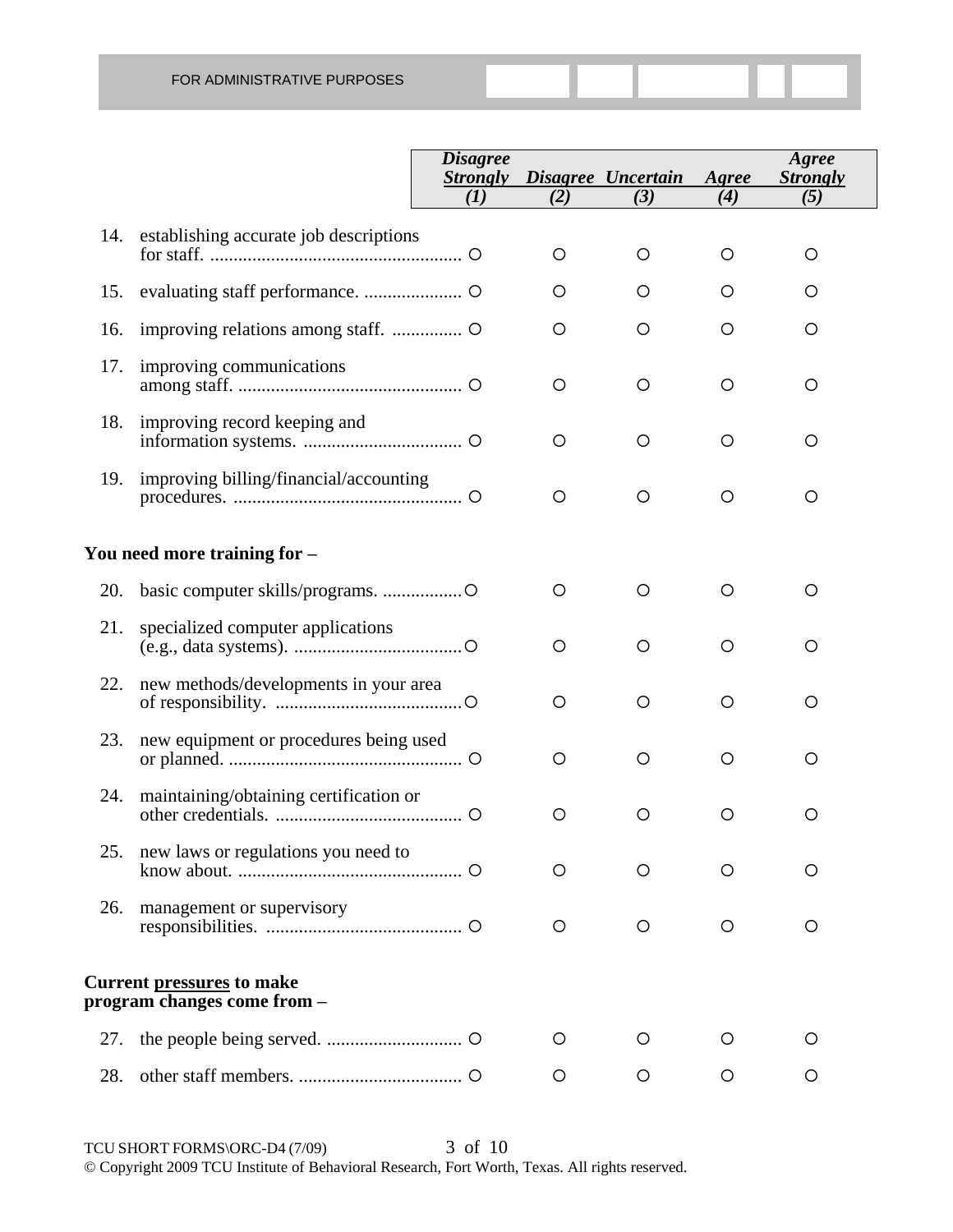FOR ADMINISTRATIVE PURPOSES

| | *Disagree Strongly (1)* | *Disagree (2)* | *Uncertain (3)* | *Agree (4)* | *Agree Strongly (5)* |
|---|---|---|---|---|---|
| 14. establishing accurate job descriptions for staff. | ○ | ○ | ○ | ○ | ○ |
| 15. evaluating staff performance. | ○ | ○ | ○ | ○ | ○ |
| 16. improving relations among staff. | ○ | ○ | ○ | ○ | ○ |
| 17. improving communications among staff. | ○ | ○ | ○ | ○ | ○ |
| 18. improving record keeping and information systems. | ○ | ○ | ○ | ○ | ○ |
| 19. improving billing/financial/accounting procedures. | ○ | ○ | ○ | ○ | ○ |
| **You need more training for –** | | | | | |
| 20. basic computer skills/programs. | ○ | ○ | ○ | ○ | ○ |
| 21. specialized computer applications (e.g., data systems). | ○ | ○ | ○ | ○ | ○ |
| 22. new methods/developments in your area of responsibility. | ○ | ○ | ○ | ○ | ○ |
| 23. new equipment or procedures being used or planned. | ○ | ○ | ○ | ○ | ○ |
| 24. maintaining/obtaining certification or other credentials. | ○ | ○ | ○ | ○ | ○ |
| 25. new laws or regulations you need to know about. | ○ | ○ | ○ | ○ | ○ |
| 26. management or supervisory responsibilities. | ○ | ○ | ○ | ○ | ○ |
| **Current pressures to make program changes come from –** | | | | | |
| 27. the people being served. | ○ | ○ | ○ | ○ | ○ |
| 28. other staff members. | ○ | ○ | ○ | ○ | ○ |

TCU SHORT FORMS\ORC-D4 (7/09)

© Copyright 2009 TCU Institute of Behavioral Research, Fort Worth, Texas. All rights reserved.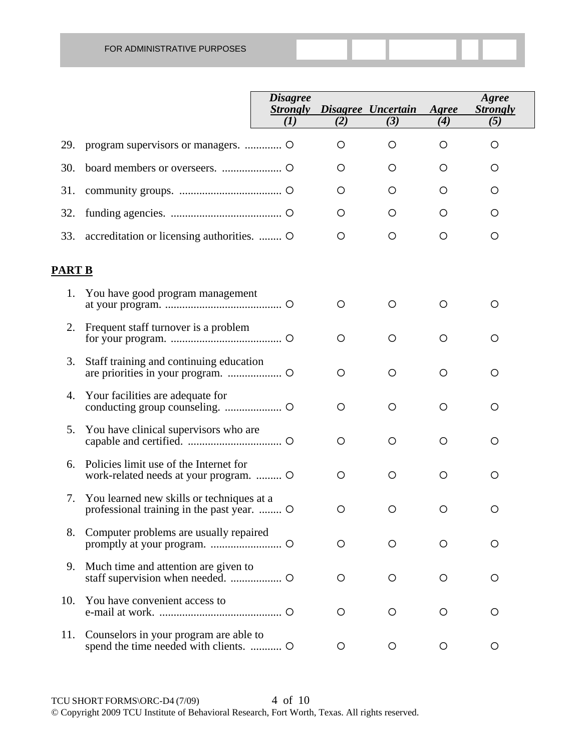FOR ADMINISTRATIVE PURPOSES

| | Disagree Strongly (1) | Disagree (2) | Uncertain (3) | Agree (4) | Agree Strongly (5) |
|---|---|---|---|---|---|
| 29. program supervisors or managers. | O | O | O | O | O |
| 30. board members or overseers. | O | O | O | O | O |
| 31. community groups. | O | O | O | O | O |
| 32. funding agencies. | O | O | O | O | O |
| 33. accreditation or licensing authorities. | O | O | O | O | O |

## PART B

| | Disagree Strongly (1) | Disagree (2) | Uncertain (3) | Agree (4) | Agree Strongly (5) |
|---|---|---|---|---|---|
| 1. You have good program management at your program. | O | O | O | O | O |
| 2. Frequent staff turnover is a problem for your program. | O | O | O | O | O |
| 3. Staff training and continuing education are priorities in your program. | O | O | O | O | O |
| 4. Your facilities are adequate for conducting group counseling. | O | O | O | O | O |
| 5. You have clinical supervisors who are capable and certified. | O | O | O | O | O |
| 6. Policies limit use of the Internet for work-related needs at your program. | O | O | O | O | O |
| 7. You learned new skills or techniques at a professional training in the past year. | O | O | O | O | O |
| 8. Computer problems are usually repaired promptly at your program. | O | O | O | O | O |
| 9. Much time and attention are given to staff supervision when needed. | O | O | O | O | O |
| 10. You have convenient access to e-mail at work. | O | O | O | O | O |
| 11. Counselors in your program are able to spend the time needed with clients. | O | O | O | O | O |

TCU SHORT FORMS\ORC-D4 (7/09)

© Copyright 2009 TCU Institute of Behavioral Research, Fort Worth, Texas. All rights reserved.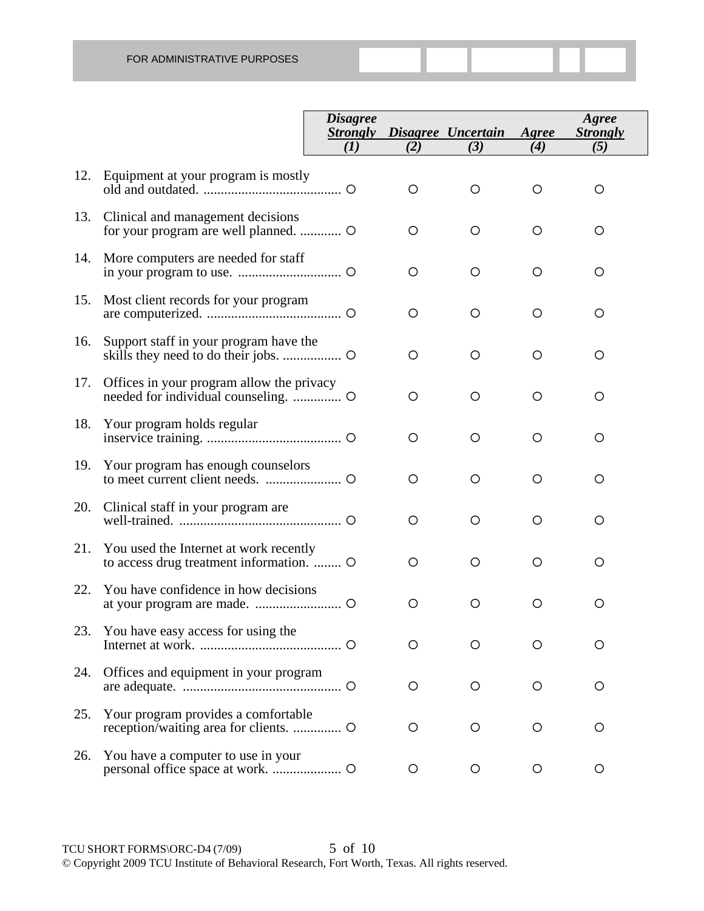FOR ADMINISTRATIVE PURPOSES

| | | *Disagree Strongly (1)* | *Disagree (2)* | *Uncertain (3)* | *Agree (4)* | *Agree Strongly (5)* |
|---|---|---|---|---|---|---|
| 12. | Equipment at your program is mostly old and outdated. | ○ | ○ | ○ | ○ | ○ |
| 13. | Clinical and management decisions for your program are well planned. | ○ | ○ | ○ | ○ | ○ |
| 14. | More computers are needed for staff in your program to use. | ○ | ○ | ○ | ○ | ○ |
| 15. | Most client records for your program are computerized. | ○ | ○ | ○ | ○ | ○ |
| 16. | Support staff in your program have the skills they need to do their jobs. | ○ | ○ | ○ | ○ | ○ |
| 17. | Offices in your program allow the privacy needed for individual counseling. | ○ | ○ | ○ | ○ | ○ |
| 18. | Your program holds regular inservice training. | ○ | ○ | ○ | ○ | ○ |
| 19. | Your program has enough counselors to meet current client needs. | ○ | ○ | ○ | ○ | ○ |
| 20. | Clinical staff in your program are well-trained. | ○ | ○ | ○ | ○ | ○ |
| 21. | You used the Internet at work recently to access drug treatment information. | ○ | ○ | ○ | ○ | ○ |
| 22. | You have confidence in how decisions at your program are made. | ○ | ○ | ○ | ○ | ○ |
| 23. | You have easy access for using the Internet at work. | ○ | ○ | ○ | ○ | ○ |
| 24. | Offices and equipment in your program are adequate. | ○ | ○ | ○ | ○ | ○ |
| 25. | Your program provides a comfortable reception/waiting area for clients. | ○ | ○ | ○ | ○ | ○ |
| 26. | You have a computer to use in your personal office space at work. | ○ | ○ | ○ | ○ | ○ |

TCU SHORT FORMS\ORC-D4 (7/09)

© Copyright 2009 TCU Institute of Behavioral Research, Fort Worth, Texas. All rights reserved.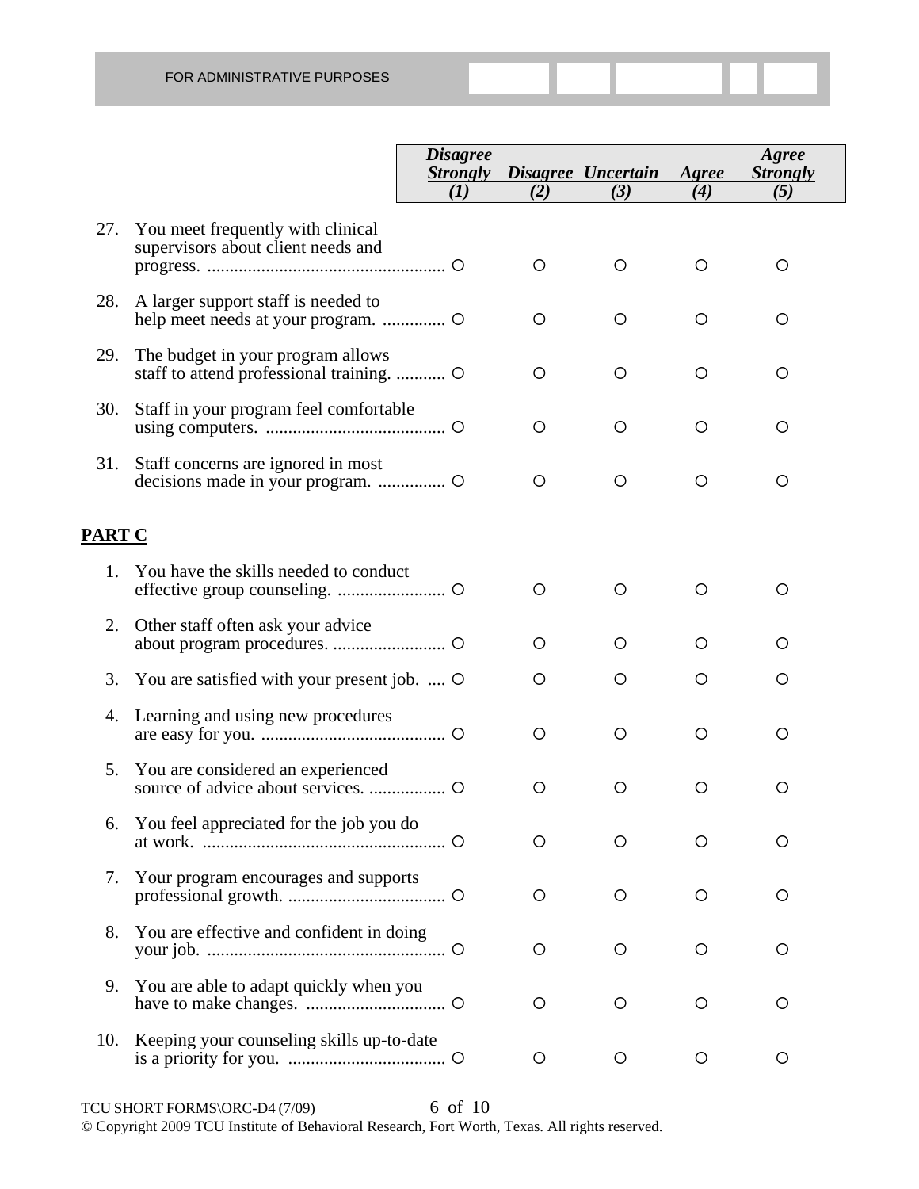FOR ADMINISTRATIVE PURPOSES

| | | *Disagree Strongly (1)* | *Disagree (2)* | *Uncertain (3)* | *Agree (4)* | *Agree Strongly (5)* |
|---|---|---|---|---|---|---|
| 27. | You meet frequently with clinical supervisors about client needs and progress. | ○ | ○ | ○ | ○ | ○ |
| 28. | A larger support staff is needed to help meet needs at your program. | ○ | ○ | ○ | ○ | ○ |
| 29. | The budget in your program allows staff to attend professional training. | ○ | ○ | ○ | ○ | ○ |
| 30. | Staff in your program feel comfortable using computers. | ○ | ○ | ○ | ○ | ○ |
| 31. | Staff concerns are ignored in most decisions made in your program. | ○ | ○ | ○ | ○ | ○ |

## PART C

| | | *Disagree Strongly (1)* | *Disagree (2)* | *Uncertain (3)* | *Agree (4)* | *Agree Strongly (5)* |
|---|---|---|---|---|---|---|
| 1. | You have the skills needed to conduct effective group counseling. | ○ | ○ | ○ | ○ | ○ |
| 2. | Other staff often ask your advice about program procedures. | ○ | ○ | ○ | ○ | ○ |
| 3. | You are satisfied with your present job. | ○ | ○ | ○ | ○ | ○ |
| 4. | Learning and using new procedures are easy for you. | ○ | ○ | ○ | ○ | ○ |
| 5. | You are considered an experienced source of advice about services. | ○ | ○ | ○ | ○ | ○ |
| 6. | You feel appreciated for the job you do at work. | ○ | ○ | ○ | ○ | ○ |
| 7. | Your program encourages and supports professional growth. | ○ | ○ | ○ | ○ | ○ |
| 8. | You are effective and confident in doing your job. | ○ | ○ | ○ | ○ | ○ |
| 9. | You are able to adapt quickly when you have to make changes. | ○ | ○ | ○ | ○ | ○ |
| 10. | Keeping your counseling skills up-to-date is a priority for you. | ○ | ○ | ○ | ○ | ○ |

TCU SHORT FORMS\ORC-D4 (7/09)

© Copyright 2009 TCU Institute of Behavioral Research, Fort Worth, Texas. All rights reserved.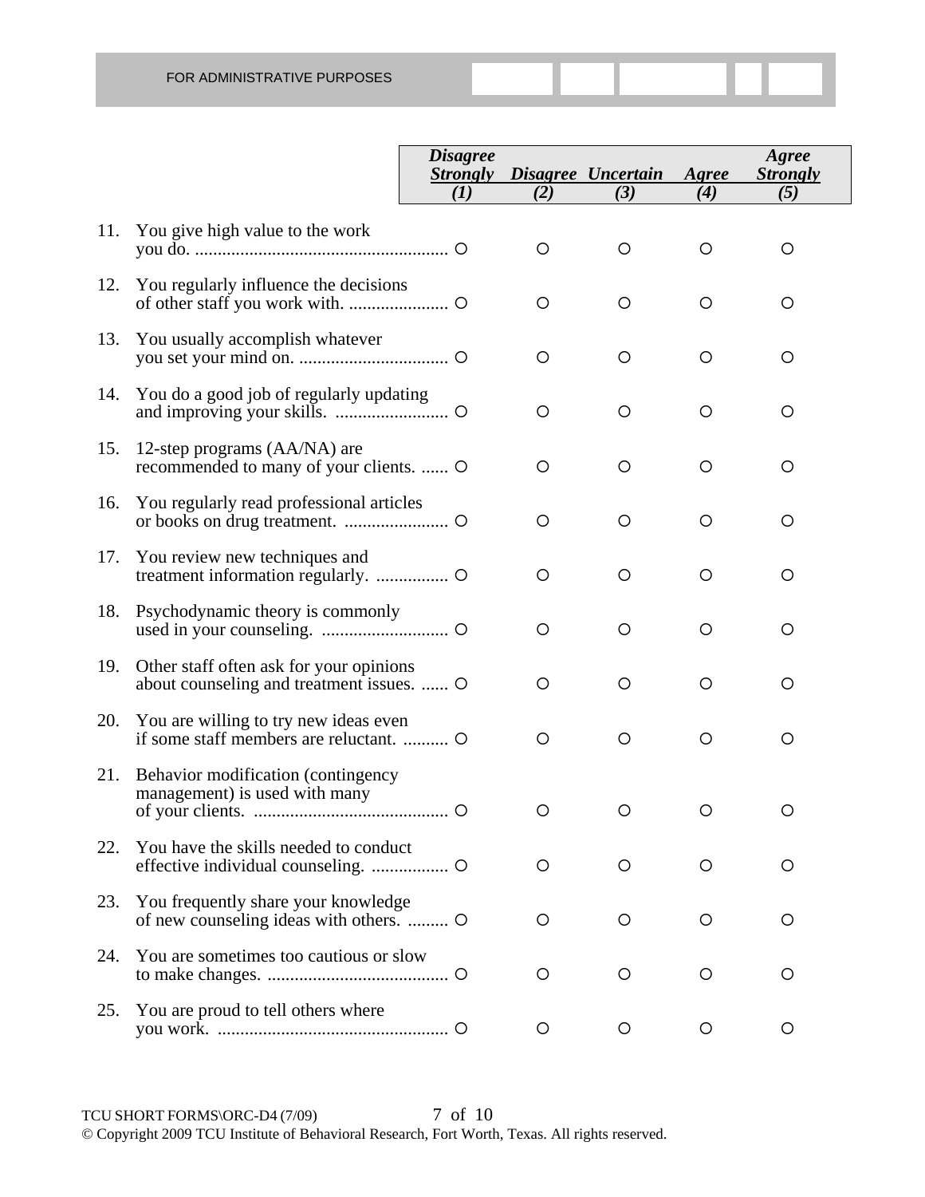FOR ADMINISTRATIVE PURPOSES

| | | *Disagree Strongly* (1) | *Disagree* (2) | *Uncertain* (3) | *Agree* (4) | *Agree Strongly* (5) |
|---|---|---|---|---|---|---|
| 11. | You give high value to the work you do. | ○ | ○ | ○ | ○ | ○ |
| 12. | You regularly influence the decisions of other staff you work with. | ○ | ○ | ○ | ○ | ○ |
| 13. | You usually accomplish whatever you set your mind on. | ○ | ○ | ○ | ○ | ○ |
| 14. | You do a good job of regularly updating and improving your skills. | ○ | ○ | ○ | ○ | ○ |
| 15. | 12-step programs (AA/NA) are recommended to many of your clients. | ○ | ○ | ○ | ○ | ○ |
| 16. | You regularly read professional articles or books on drug treatment. | ○ | ○ | ○ | ○ | ○ |
| 17. | You review new techniques and treatment information regularly. | ○ | ○ | ○ | ○ | ○ |
| 18. | Psychodynamic theory is commonly used in your counseling. | ○ | ○ | ○ | ○ | ○ |
| 19. | Other staff often ask for your opinions about counseling and treatment issues. | ○ | ○ | ○ | ○ | ○ |
| 20. | You are willing to try new ideas even if some staff members are reluctant. | ○ | ○ | ○ | ○ | ○ |
| 21. | Behavior modification (contingency management) is used with many of your clients. | ○ | ○ | ○ | ○ | ○ |
| 22. | You have the skills needed to conduct effective individual counseling. | ○ | ○ | ○ | ○ | ○ |
| 23. | You frequently share your knowledge of new counseling ideas with others. | ○ | ○ | ○ | ○ | ○ |
| 24. | You are sometimes too cautious or slow to make changes. | ○ | ○ | ○ | ○ | ○ |
| 25. | You are proud to tell others where you work. | ○ | ○ | ○ | ○ | ○ |

TCU SHORT FORMS\ORC-D4 (7/09)

© Copyright 2009 TCU Institute of Behavioral Research, Fort Worth, Texas. All rights reserved.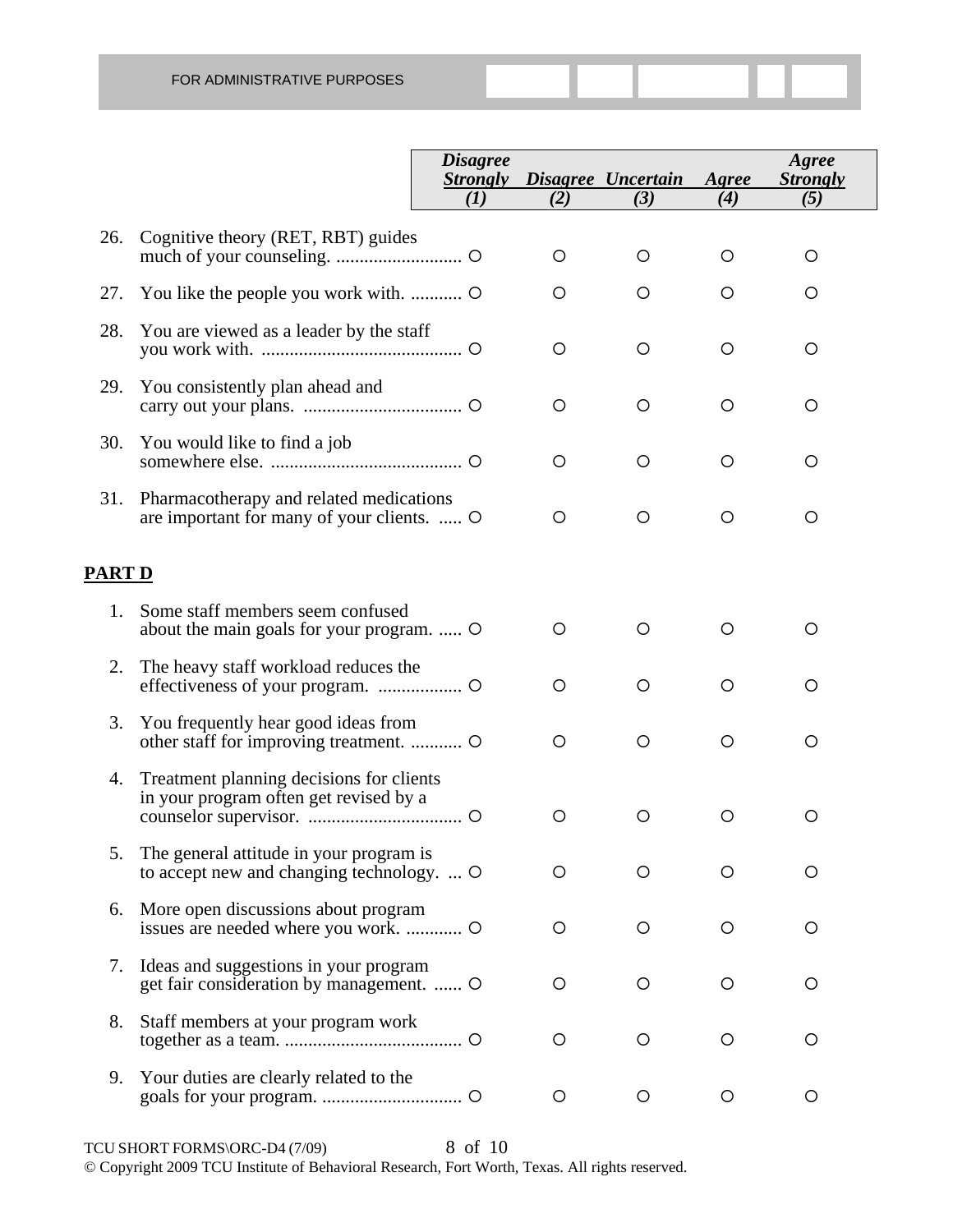FOR ADMINISTRATIVE PURPOSES

| | | *Disagree Strongly (1)* | *Disagree (2)* | *Uncertain (3)* | *Agree (4)* | *Agree Strongly (5)* |
|---|---|---|---|---|---|---|
| 26. | Cognitive theory (RET, RBT) guides much of your counseling. | ○ | ○ | ○ | ○ | ○ |
| 27. | You like the people you work with. | ○ | ○ | ○ | ○ | ○ |
| 28. | You are viewed as a leader by the staff you work with. | ○ | ○ | ○ | ○ | ○ |
| 29. | You consistently plan ahead and carry out your plans. | ○ | ○ | ○ | ○ | ○ |
| 30. | You would like to find a job somewhere else. | ○ | ○ | ○ | ○ | ○ |
| 31. | Pharmacotherapy and related medications are important for many of your clients. | ○ | ○ | ○ | ○ | ○ |

**PART D**

| | | *Disagree Strongly (1)* | *Disagree (2)* | *Uncertain (3)* | *Agree (4)* | *Agree Strongly (5)* |
|---|---|---|---|---|---|---|
| 1. | Some staff members seem confused about the main goals for your program. | ○ | ○ | ○ | ○ | ○ |
| 2. | The heavy staff workload reduces the effectiveness of your program. | ○ | ○ | ○ | ○ | ○ |
| 3. | You frequently hear good ideas from other staff for improving treatment. | ○ | ○ | ○ | ○ | ○ |
| 4. | Treatment planning decisions for clients in your program often get revised by a counselor supervisor. | ○ | ○ | ○ | ○ | ○ |
| 5. | The general attitude in your program is to accept new and changing technology. | ○ | ○ | ○ | ○ | ○ |
| 6. | More open discussions about program issues are needed where you work. | ○ | ○ | ○ | ○ | ○ |
| 7. | Ideas and suggestions in your program get fair consideration by management. | ○ | ○ | ○ | ○ | ○ |
| 8. | Staff members at your program work together as a team. | ○ | ○ | ○ | ○ | ○ |
| 9. | Your duties are clearly related to the goals for your program. | ○ | ○ | ○ | ○ | ○ |

TCU SHORT FORMS\ORC-D4 (7/09)

© Copyright 2009 TCU Institute of Behavioral Research, Fort Worth, Texas. All rights reserved.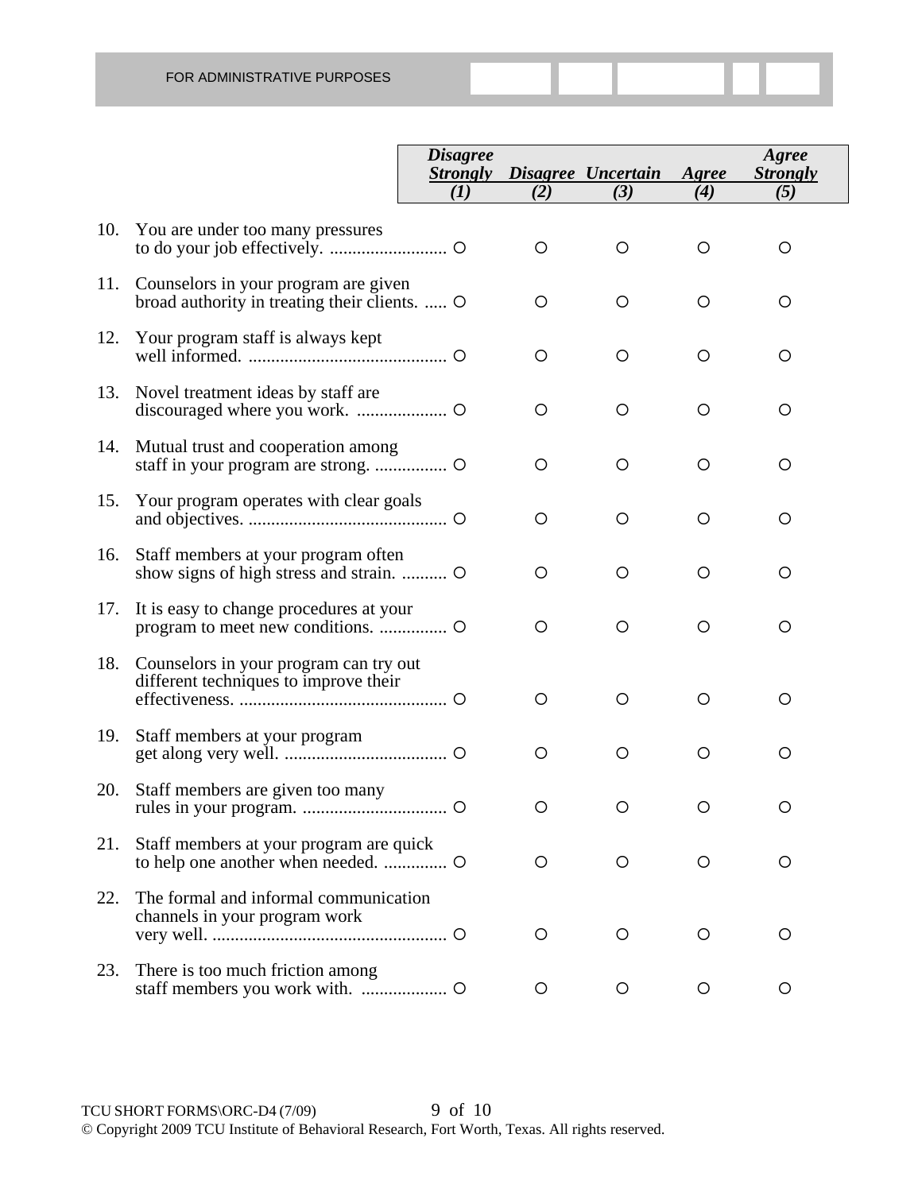FOR ADMINISTRATIVE PURPOSES

| | | ***Disagree Strongly (1)*** | ***Disagree (2)*** | ***Uncertain (3)*** | ***Agree (4)*** | ***Agree Strongly (5)*** |
|---|---|---|---|---|---|---|
| 10. | You are under too many pressures to do your job effectively. | ○ | ○ | ○ | ○ | ○ |
| 11. | Counselors in your program are given broad authority in treating their clients. | ○ | ○ | ○ | ○ | ○ |
| 12. | Your program staff is always kept well informed. | ○ | ○ | ○ | ○ | ○ |
| 13. | Novel treatment ideas by staff are discouraged where you work. | ○ | ○ | ○ | ○ | ○ |
| 14. | Mutual trust and cooperation among staff in your program are strong. | ○ | ○ | ○ | ○ | ○ |
| 15. | Your program operates with clear goals and objectives. | ○ | ○ | ○ | ○ | ○ |
| 16. | Staff members at your program often show signs of high stress and strain. | ○ | ○ | ○ | ○ | ○ |
| 17. | It is easy to change procedures at your program to meet new conditions. | ○ | ○ | ○ | ○ | ○ |
| 18. | Counselors in your program can try out different techniques to improve their effectiveness. | ○ | ○ | ○ | ○ | ○ |
| 19. | Staff members at your program get along very well. | ○ | ○ | ○ | ○ | ○ |
| 20. | Staff members are given too many rules in your program. | ○ | ○ | ○ | ○ | ○ |
| 21. | Staff members at your program are quick to help one another when needed. | ○ | ○ | ○ | ○ | ○ |
| 22. | The formal and informal communication channels in your program work very well. | ○ | ○ | ○ | ○ | ○ |
| 23. | There is too much friction among staff members you work with. | ○ | ○ | ○ | ○ | ○ |

TCU SHORT FORMS\ORC-D4 (7/09)

© Copyright 2009 TCU Institute of Behavioral Research, Fort Worth, Texas. All rights reserved.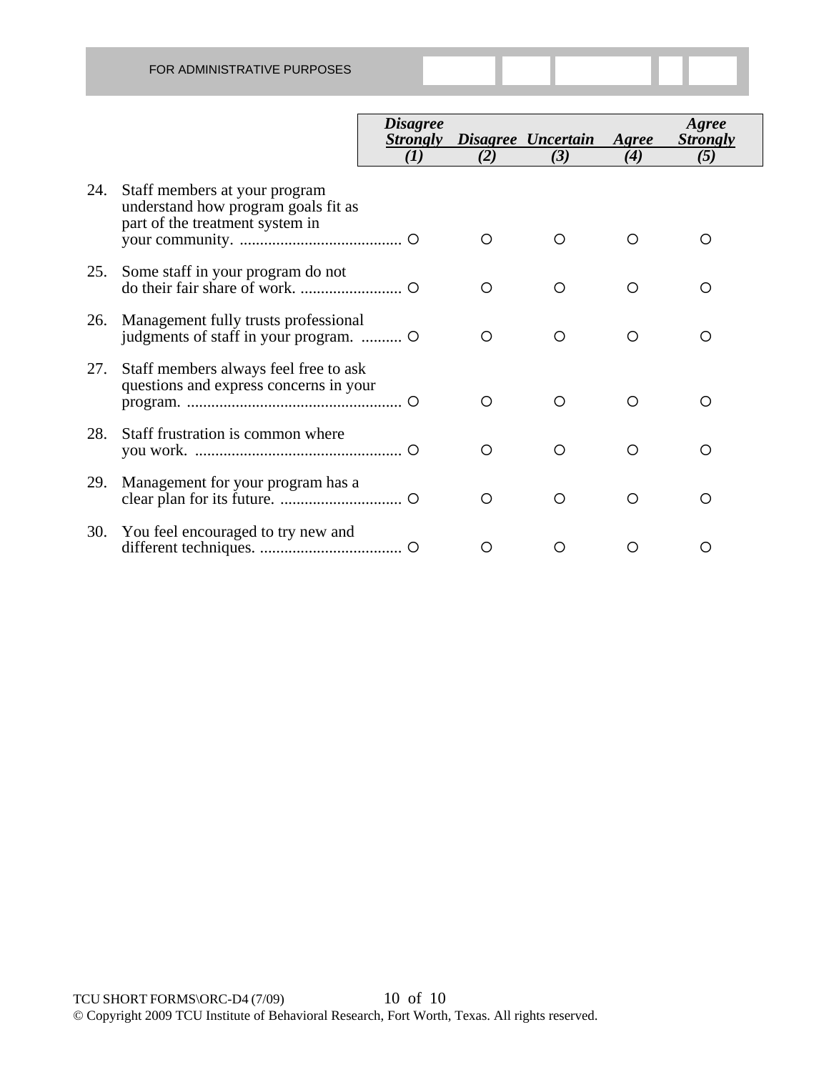FOR ADMINISTRATIVE PURPOSES

| | | *Disagree Strongly (1)* | *Disagree (2)* | *Uncertain (3)* | *Agree (4)* | *Agree Strongly (5)* |
|---|---|---|---|---|---|---|
| 24. | Staff members at your program understand how program goals fit as part of the treatment system in your community. | O | O | O | O | O |
| 25. | Some staff in your program do not do their fair share of work. | O | O | O | O | O |
| 26. | Management fully trusts professional judgments of staff in your program. | O | O | O | O | O |
| 27. | Staff members always feel free to ask questions and express concerns in your program. | O | O | O | O | O |
| 28. | Staff frustration is common where you work. | O | O | O | O | O |
| 29. | Management for your program has a clear plan for its future. | O | O | O | O | O |
| 30. | You feel encouraged to try new and different techniques. | O | O | O | O | O |

TCU SHORT FORMS\ORC-D4 (7/09)

© Copyright 2009 TCU Institute of Behavioral Research, Fort Worth, Texas. All rights reserved.